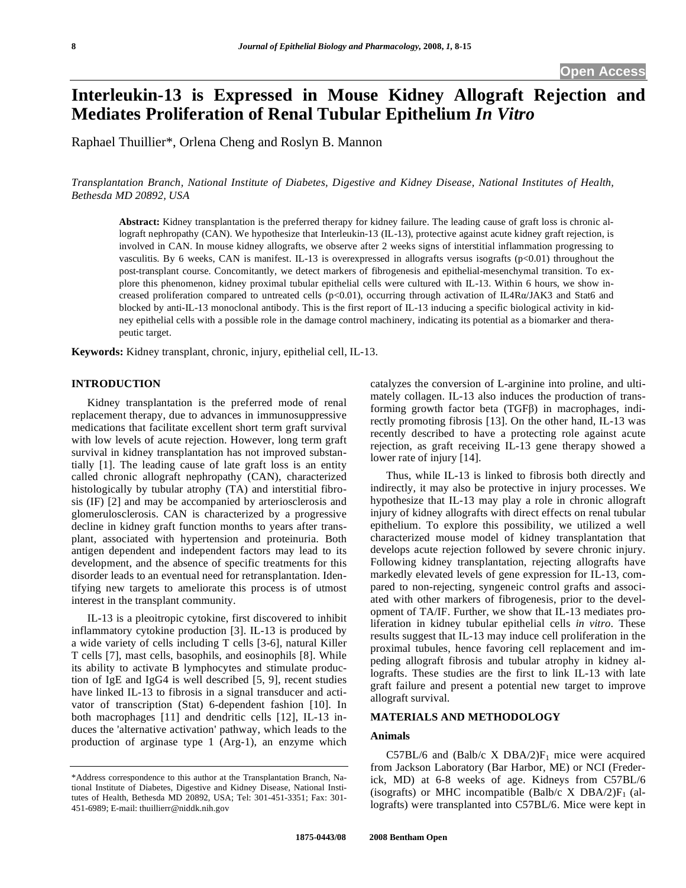Open Access

# Interleukin-13 is Expressed in Mouse Kidney Allograft Rejection and Mediates Proliferation of Renal Tubular Epithelium *In Vitro*

Raphael Thuillier*, Orlena Cheng and Roslyn B. Mannon

*Transplantation Branch, National Institute of Diabetes, Digestive and Kidney Disease, National Institutes of Health, Bethesda MD 20892, USA*

**Abstract:** Kidney transplantation is the preferred therapy for kidney failure. The leading cause of graft loss is chronic allograft nephropathy (CAN). We hypothesize that Interleukin-13 (IL-13), protective against acute kidney graft rejection, is involved in CAN. In mouse kidney allografts, we observe after 2 weeks signs of interstitial inflammation progressing to vasculitis. By 6 weeks, CAN is manifest. IL-13 is overexpressed in allografts versus isografts ($p<0.01$) throughout the post-transplant course. Concomitantly, we detect markers of fibrogenesis and epithelial-mesenchymal transition. To explore this phenomenon, kidney proximal tubular epithelial cells were cultured with IL-13. Within 6 hours, we show increased proliferation compared to untreated cells ($p<0.01$), occurring through activation of IL4Rα/JAK3 and Stat6 and blocked by anti-IL-13 monoclonal antibody. This is the first report of IL-13 inducing a specific biological activity in kidney epithelial cells with a possible role in the damage control machinery, indicating its potential as a biomarker and therapeutic target.

**Keywords:** Kidney transplant, chronic, injury, epithelial cell, IL-13.

## INTRODUCTION

Kidney transplantation is the preferred mode of renal replacement therapy, due to advances in immunosuppressive medications that facilitate excellent short term graft survival with low levels of acute rejection. However, long term graft survival in kidney transplantation has not improved substantially [1]. The leading cause of late graft loss is an entity called chronic allograft nephropathy (CAN), characterized histologically by tubular atrophy (TA) and interstitial fibrosis (IF) [2] and may be accompanied by arteriosclerosis and glomerulosclerosis. CAN is characterized by a progressive decline in kidney graft function months to years after transplant, associated with hypertension and proteinuria. Both antigen dependent and independent factors may lead to its development, and the absence of specific treatments for this disorder leads to an eventual need for retransplantation. Identifying new targets to ameliorate this process is of utmost interest in the transplant community.

IL-13 is a pleoitropic cytokine, first discovered to inhibit inflammatory cytokine production [3]. IL-13 is produced by a wide variety of cells including T cells [3-6], natural Killer T cells [7], mast cells, basophils, and eosinophils [8]. While its ability to activate B lymphocytes and stimulate production of IgE and IgG4 is well described [5, 9], recent studies have linked IL-13 to fibrosis in a signal transducer and activator of transcription (Stat) 6-dependent fashion [10]. In both macrophages [11] and dendritic cells [12], IL-13 induces the 'alternative activation' pathway, which leads to the production of arginase type 1 (Arg-1), an enzyme which catalyzes the conversion of L-arginine into proline, and ultimately collagen. IL-13 also induces the production of transforming growth factor beta (TGFβ) in macrophages, indirectly promoting fibrosis [13]. On the other hand, IL-13 was recently described to have a protecting role against acute rejection, as graft receiving IL-13 gene therapy showed a lower rate of injury [14].

Thus, while IL-13 is linked to fibrosis both directly and indirectly, it may also be protective in injury processes. We hypothesize that IL-13 may play a role in chronic allograft injury of kidney allografts with direct effects on renal tubular epithelium. To explore this possibility, we utilized a well characterized mouse model of kidney transplantation that develops acute rejection followed by severe chronic injury. Following kidney transplantation, rejecting allografts have markedly elevated levels of gene expression for IL-13, compared to non-rejecting, syngeneic control grafts and associated with other markers of fibrogenesis, prior to the development of TA/IF. Further, we show that IL-13 mediates proliferation in kidney tubular epithelial cells *in vitro*. These results suggest that IL-13 may induce cell proliferation in the proximal tubules, hence favoring cell replacement and impeding allograft fibrosis and tubular atrophy in kidney allografts. These studies are the first to link IL-13 with late graft failure and present a potential new target to improve allograft survival.

## MATERIALS AND METHODOLOGY

### Animals

C57BL/6 and (Balb/c X DBA/2)$F_1$ mice were acquired from Jackson Laboratory (Bar Harbor, ME) or NCI (Frederick, MD) at 6-8 weeks of age. Kidneys from C57BL/6 (isografts) or MHC incompatible (Balb/c X DBA/2)$F_1$ (allografts) were transplanted into C57BL/6. Mice were kept in

*Address correspondence to this author at the Transplantation Branch, National Institute of Diabetes, Digestive and Kidney Disease, National Institutes of Health, Bethesda MD 20892, USA; Tel: 301-451-3351; Fax: 301-451-6989; E-mail: thuillierr@niddk.nih.gov

1875-0443/08 2008 Bentham Open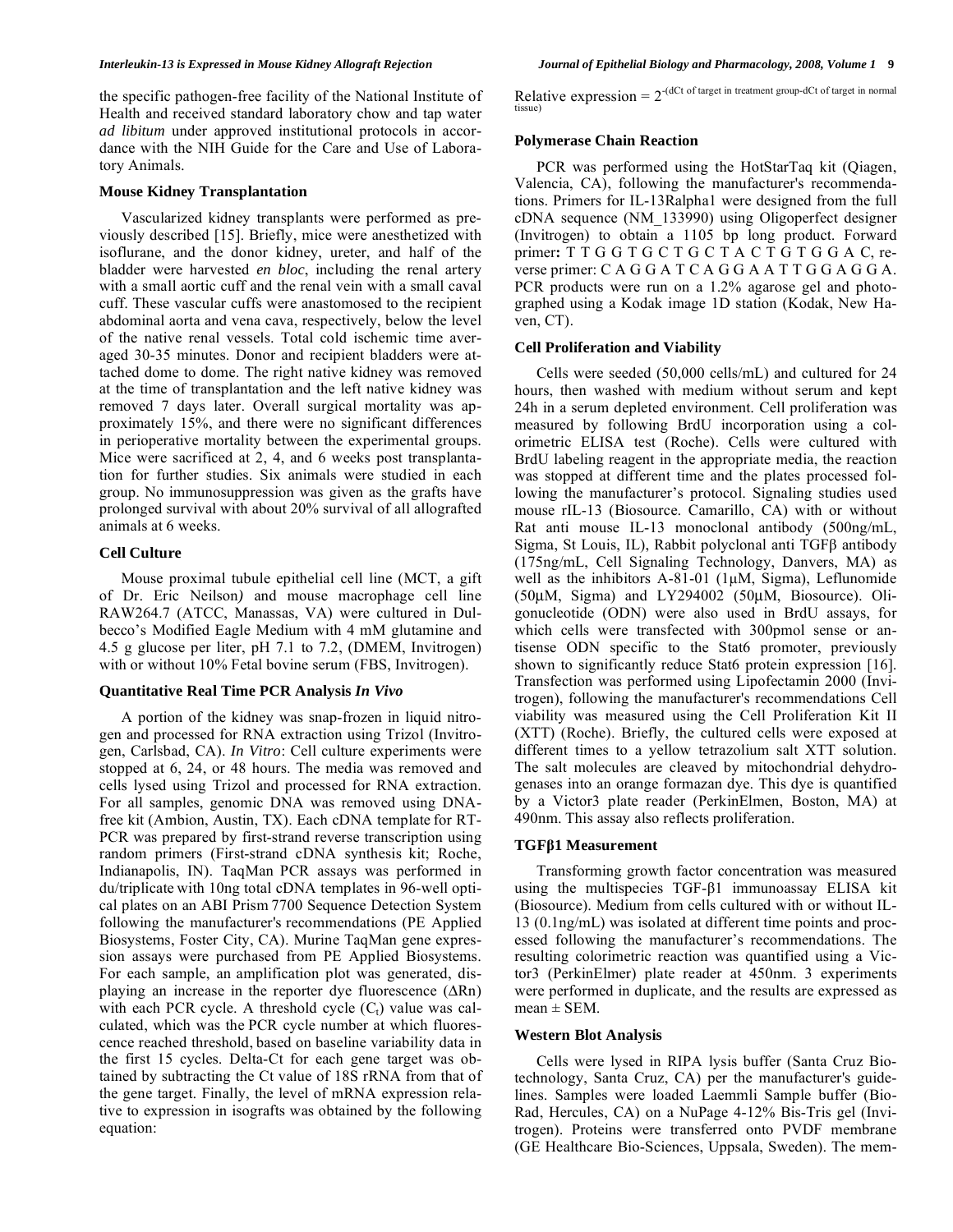the specific pathogen-free facility of the National Institute of Health and received standard laboratory chow and tap water *ad libitum* under approved institutional protocols in accordance with the NIH Guide for the Care and Use of Laboratory Animals.

### Mouse Kidney Transplantation

Vascularized kidney transplants were performed as previously described [15]. Briefly, mice were anesthetized with isoflurane, and the donor kidney, ureter, and half of the bladder were harvested *en bloc*, including the renal artery with a small aortic cuff and the renal vein with a small caval cuff. These vascular cuffs were anastomosed to the recipient abdominal aorta and vena cava, respectively, below the level of the native renal vessels. Total cold ischemic time averaged 30-35 minutes. Donor and recipient bladders were attached dome to dome. The right native kidney was removed at the time of transplantation and the left native kidney was removed 7 days later. Overall surgical mortality was approximately 15%, and there were no significant differences in perioperative mortality between the experimental groups. Mice were sacrificed at 2, 4, and 6 weeks post transplantation for further studies. Six animals were studied in each group. No immunosuppression was given as the grafts have prolonged survival with about 20% survival of all allografted animals at 6 weeks.

### Cell Culture

Mouse proximal tubule epithelial cell line (MCT, a gift of Dr. Eric Neilson*)* and mouse macrophage cell line RAW264.7 (ATCC, Manassas, VA) were cultured in Dulbecco's Modified Eagle Medium with 4 mM glutamine and 4.5 g glucose per liter, pH 7.1 to 7.2, (DMEM, Invitrogen) with or without 10% Fetal bovine serum (FBS, Invitrogen).

### Quantitative Real Time PCR Analysis *In Vivo*

A portion of the kidney was snap-frozen in liquid nitrogen and processed for RNA extraction using Trizol (Invitrogen, Carlsbad, CA). *In Vitro*: Cell culture experiments were stopped at 6, 24, or 48 hours. The media was removed and cells lysed using Trizol and processed for RNA extraction. For all samples, genomic DNA was removed using DNA-free kit (Ambion, Austin, TX). Each cDNA template for RT-PCR was prepared by first-strand reverse transcription using random primers (First-strand cDNA synthesis kit; Roche, Indianapolis, IN). TaqMan PCR assays was performed in du/triplicate with 10ng total cDNA templates in 96-well optical plates on an ABI Prism 7700 Sequence Detection System following the manufacturer's recommendations (PE Applied Biosystems, Foster City, CA). Murine TaqMan gene expression assays were purchased from PE Applied Biosystems. For each sample, an amplification plot was generated, displaying an increase in the reporter dye fluorescence ($\Delta$Rn) with each PCR cycle. A threshold cycle ($C_t$) value was calculated, which was the PCR cycle number at which fluorescence reached threshold, based on baseline variability data in the first 15 cycles. Delta-Ct for each gene target was obtained by subtracting the Ct value of 18S rRNA from that of the gene target. Finally, the level of mRNA expression relative to expression in isografts was obtained by the following equation:

$$\text{Relative expression} = 2^{-(\text{dCt of target in treatment group} - \text{dCt of target in normal tissue})}$$

### Polymerase Chain Reaction

PCR was performed using the HotStarTaq kit (Qiagen, Valencia, CA), following the manufacturer's recommendations. Primers for IL-13Ralpha1 were designed from the full cDNA sequence (NM_133990) using Oligoperfect designer (Invitrogen) to obtain a 1105 bp long product. Forward primer**:** T T G G T G C T G C T A C T G T G G A C, reverse primer: C A G G A T C A G G A A T T G G A G G A. PCR products were run on a 1.2% agarose gel and photographed using a Kodak image 1D station (Kodak, New Haven, CT).

### Cell Proliferation and Viability

Cells were seeded (50,000 cells/mL) and cultured for 24 hours, then washed with medium without serum and kept 24h in a serum depleted environment. Cell proliferation was measured by following BrdU incorporation using a colorimetric ELISA test (Roche). Cells were cultured with BrdU labeling reagent in the appropriate media, the reaction was stopped at different time and the plates processed following the manufacturer's protocol. Signaling studies used mouse rIL-13 (Biosource. Camarillo, CA) with or without Rat anti mouse IL-13 monoclonal antibody (500ng/mL, Sigma, St Louis, IL), Rabbit polyclonal anti TGFβ antibody (175ng/mL, Cell Signaling Technology, Danvers, MA) as well as the inhibitors A-81-01 (1μM, Sigma), Leflunomide (50μM, Sigma) and LY294002 (50μM, Biosource). Oligonucleotide (ODN) were also used in BrdU assays, for which cells were transfected with 300pmol sense or antisense ODN specific to the Stat6 promoter, previously shown to significantly reduce Stat6 protein expression [16]. Transfection was performed using Lipofectamin 2000 (Invitrogen), following the manufacturer's recommendations Cell viability was measured using the Cell Proliferation Kit II (XTT) (Roche). Briefly, the cultured cells were exposed at different times to a yellow tetrazolium salt XTT solution. The salt molecules are cleaved by mitochondrial dehydrogenases into an orange formazan dye. This dye is quantified by a Victor3 plate reader (PerkinElmen, Boston, MA) at 490nm. This assay also reflects proliferation.

### TGFβ1 Measurement

Transforming growth factor concentration was measured using the multispecies TGF-β1 immunoassay ELISA kit (Biosource). Medium from cells cultured with or without IL-13 (0.1ng/mL) was isolated at different time points and processed following the manufacturer's recommendations. The resulting colorimetric reaction was quantified using a Victor3 (PerkinElmer) plate reader at 450nm. 3 experiments were performed in duplicate, and the results are expressed as mean ± SEM.

### Western Blot Analysis

Cells were lysed in RIPA lysis buffer (Santa Cruz Biotechnology, Santa Cruz, CA) per the manufacturer's guidelines. Samples were loaded Laemmli Sample buffer (Bio-Rad, Hercules, CA) on a NuPage 4-12% Bis-Tris gel (Invitrogen). Proteins were transferred onto PVDF membrane (GE Healthcare Bio-Sciences, Uppsala, Sweden). The mem-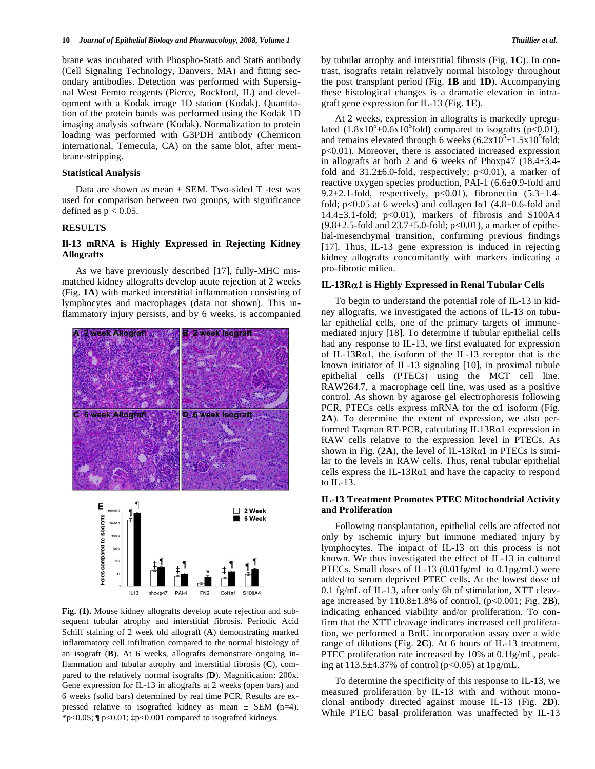brane was incubated with Phospho-Stat6 and Stat6 antibody (Cell Signaling Technology, Danvers, MA) and fitting secondary antibodies. Detection was performed with Supersignal West Femto reagents (Pierce, Rockford, IL) and development with a Kodak image 1D station (Kodak). Quantitation of the protein bands was performed using the Kodak 1D imaging analysis software (Kodak). Normalization to protein loading was performed with G3PDH antibody (Chemicon international, Temecula, CA) on the same blot, after membrane-stripping.

### Statistical Analysis

Data are shown as mean ± SEM. Two-sided T -test was used for comparison between two groups, with significance defined as $p < 0.05$.

## RESULTS

### Il-13 mRNA is Highly Expressed in Rejecting Kidney Allografts

As we have previously described [17], fully-MHC mismatched kidney allografts develop acute rejection at 2 weeks (Fig. **1A**) with marked interstitial inflammation consisting of lymphocytes and macrophages (data not shown). This inflammatory injury persists, and by 6 weeks, is accompanied by tubular atrophy and interstitial fibrosis (Fig. **1C**). In contrast, isografts retain relatively normal histology throughout the post transplant period (Fig. **1B** and **1D**). Accompanying these histological changes is a dramatic elevation in intragraft gene expression for IL-13 (Fig. **1E**).

**Fig. (1).** Mouse kidney allografts develop acute rejection and subsequent tubular atrophy and interstitial fibrosis. Periodic Acid Schiff staining of 2 week old allograft (**A**) demonstrating marked inflammatory cell infiltration compared to the normal histology of an isograft (**B**). At 6 weeks, allografts demonstrate ongoing inflammation and tubular atrophy and interstitial fibrosis (**C**), compared to the relatively normal isografts (**D**). Magnification: 200x. Gene expression for IL-13 in allografts at 2 weeks (open bars) and 6 weeks (solid bars) determined by real time PCR. Results are expressed relative to isografted kidney as mean ± SEM (n=4). *p<0.05; ¶ p<0.01; ‡p<0.001 compared to isografted kidneys.

At 2 weeks, expression in allografts is markedly upregulated ($1.8x10^5 \pm 0.6x10^5$fold) compared to isografts (p<0.01), and remains elevated through 6 weeks ($6.2x10^5 \pm 1.5x10^5$fold; p<0.01). Moreover, there is associated increased expression in allografts at both 2 and 6 weeks of Phoxp47 (18.4±3.4-fold and 31.2±6.0-fold, respectively; p<0.01), a marker of reactive oxygen species production, PAI-1 (6.6±0.9-fold and 9.2±2.1-fold, respectively, p<0.01), fibronectin (5.3±1.4-fold; p<0.05 at 6 weeks) and collagen Iα1 (4.8±0.6-fold and 14.4±3.1-fold; p<0.01), markers of fibrosis and S100A4 (9.8±2.5-fold and 23.7±5.0-fold; p<0.01), a marker of epithelial-mesenchymal transition, confirming previous findings [17]. Thus, IL-13 gene expression is induced in rejecting kidney allografts concomitantly with markers indicating a pro-fibrotic milieu.

### IL-13Rα1 is Highly Expressed in Renal Tubular Cells

To begin to understand the potential role of IL-13 in kidney allografts, we investigated the actions of IL-13 on tubular epithelial cells, one of the primary targets of immune-mediated injury [18]. To determine if tubular epithelial cells had any response to IL-13, we first evaluated for expression of IL-13Rα1, the isoform of the IL-13 receptor that is the known initiator of IL-13 signaling [10], in proximal tubule epithelial cells (PTECs) using the MCT cell line. RAW264.7, a macrophage cell line, was used as a positive control. As shown by agarose gel electrophoresis following PCR, PTECs cells express mRNA for the α1 isoform (Fig. **2A**). To determine the extent of expression, we also performed Taqman RT-PCR, calculating IL13Rα1 expression in RAW cells relative to the expression level in PTECs. As shown in Fig. (**2A**), the level of IL-13Rα1 in PTECs is similar to the levels in RAW cells. Thus, renal tubular epithelial cells express the IL-13Rα1 and have the capacity to respond to IL-13.

### IL-13 Treatment Promotes PTEC Mitochondrial Activity and Proliferation

Following transplantation, epithelial cells are affected not only by ischemic injury but immune mediated injury by lymphocytes. The impact of IL-13 on this process is not known. We thus investigated the effect of IL-13 in cultured PTECs. Small doses of IL-13 (0.01fg/mL to 0.1pg/mL) were added to serum deprived PTEC cells**.** At the lowest dose of 0.1 fg/mL of IL-13, after only 6h of stimulation, XTT cleavage increased by 110.8±1.8% of control, (p<0.001; Fig. **2B**), indicating enhanced viability and/or proliferation. To confirm that the XTT cleavage indicates increased cell proliferation, we performed a BrdU incorporation assay over a wide range of dilutions (Fig. **2C**). At 6 hours of IL-13 treatment, PTEC proliferation rate increased by 10% at 0.1fg/mL, peaking at 113.5±4.37% of control (p<0.05) at 1pg/mL.

To determine the specificity of this response to IL-13, we measured proliferation by IL-13 with and without monoclonal antibody directed against mouse IL-13 (Fig. **2D**). While PTEC basal proliferation was unaffected by IL-13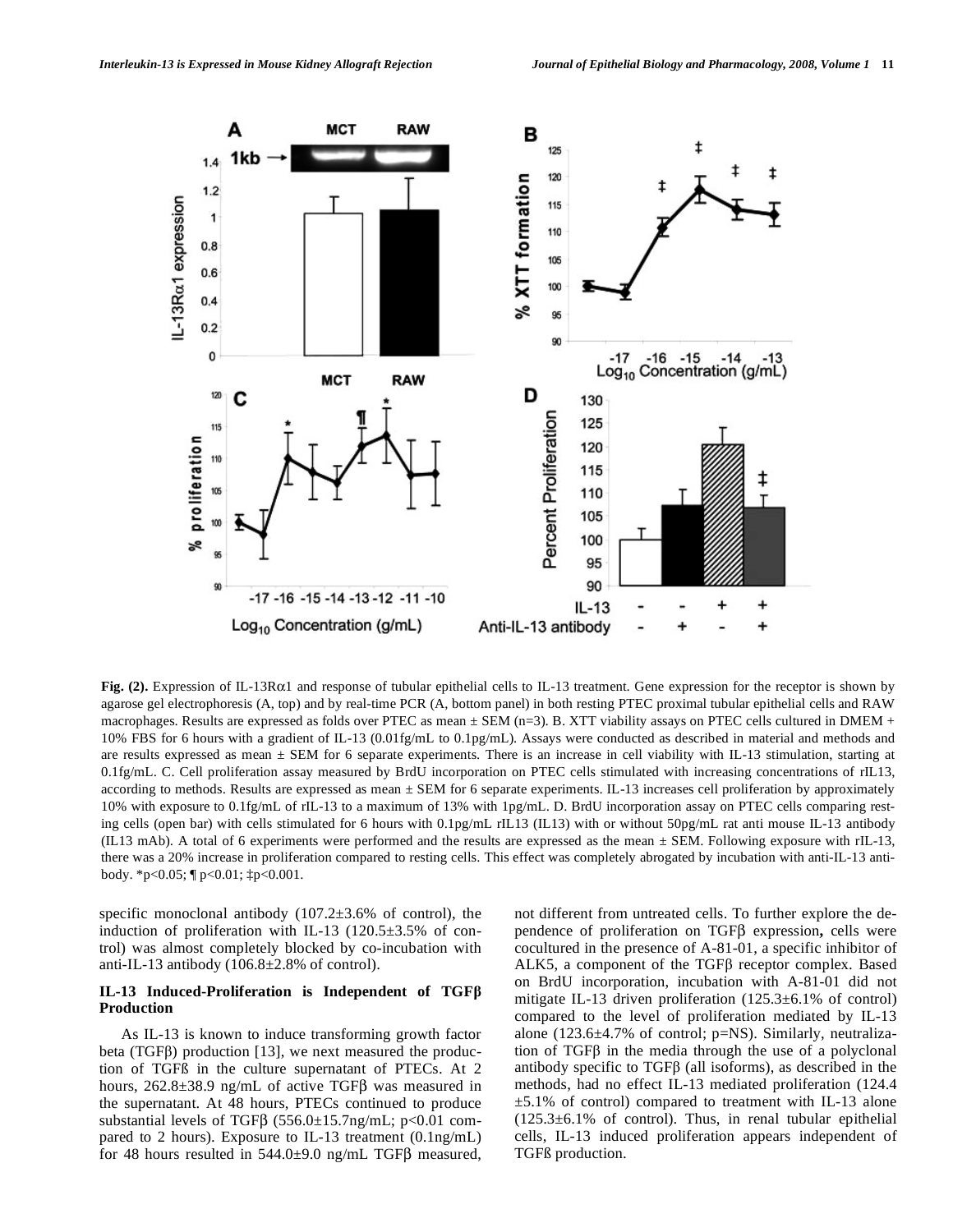**Fig. (2).** Expression of IL-13Rα1 and response of tubular epithelial cells to IL-13 treatment. Gene expression for the receptor is shown by agarose gel electrophoresis (A, top) and by real-time PCR (A, bottom panel) in both resting PTEC proximal tubular epithelial cells and RAW macrophages. Results are expressed as folds over PTEC as mean ± SEM (n=3). B. XTT viability assays on PTEC cells cultured in DMEM + 10% FBS for 6 hours with a gradient of IL-13 (0.01fg/mL to 0.1pg/mL). Assays were conducted as described in material and methods and are results expressed as mean ± SEM for 6 separate experiments. There is an increase in cell viability with IL-13 stimulation, starting at 0.1fg/mL. C. Cell proliferation assay measured by BrdU incorporation on PTEC cells stimulated with increasing concentrations of rIL13, according to methods. Results are expressed as mean ± SEM for 6 separate experiments. IL-13 increases cell proliferation by approximately 10% with exposure to 0.1fg/mL of rIL-13 to a maximum of 13% with 1pg/mL. D. BrdU incorporation assay on PTEC cells comparing resting cells (open bar) with cells stimulated for 6 hours with 0.1pg/mL rIL13 (IL13) with or without 50pg/mL rat anti mouse IL-13 antibody (IL13 mAb). A total of 6 experiments were performed and the results are expressed as the mean ± SEM. Following exposure with rIL-13, there was a 20% increase in proliferation compared to resting cells. This effect was completely abrogated by incubation with anti-IL-13 antibody. *p<0.05; ¶ p<0.01; ‡p<0.001.

specific monoclonal antibody (107.2±3.6% of control), the induction of proliferation with IL-13 (120.5±3.5% of control) was almost completely blocked with co-incubation with anti-IL-13 antibody (106.8±2.8% of control).

### IL-13 Induced-Proliferation is Independent of TGFβ Production

As IL-13 is known to induce transforming growth factor beta (TGFβ) production [13], we next measured the production of TGFß in the culture supernatant of PTECs. At 2 hours, 262.8±38.9 ng/mL of active TGFβ was measured in the supernatant. At 48 hours, PTECs continued to produce substantial levels of TGFβ (556.0±15.7ng/mL; p<0.01 compared to 2 hours). Exposure to IL-13 treatment (0.1ng/mL) for 48 hours resulted in 544.0±9.0 ng/mL TGFβ measured, not different from untreated cells. To further explore the dependence of proliferation on TGFβ expression**,** cells were cocultured in the presence of A-81-01, a specific inhibitor of ALK5, a component of the TGFβ receptor complex. Based on BrdU incorporation, incubation with A-81-01 did not mitigate IL-13 driven proliferation (125.3±6.1% of control) compared to the level of proliferation mediated by IL-13 alone (123.6±4.7% of control; p=NS). Similarly, neutralization of TGFβ in the media through the use of a polyclonal antibody specific to TGFβ (all isoforms), as described in the methods, had no effect IL-13 mediated proliferation (124.4 ±5.1% of control) compared to treatment with IL-13 alone (125.3±6.1% of control). Thus, in renal tubular epithelial cells, IL-13 induced proliferation appears independent of TGFß production.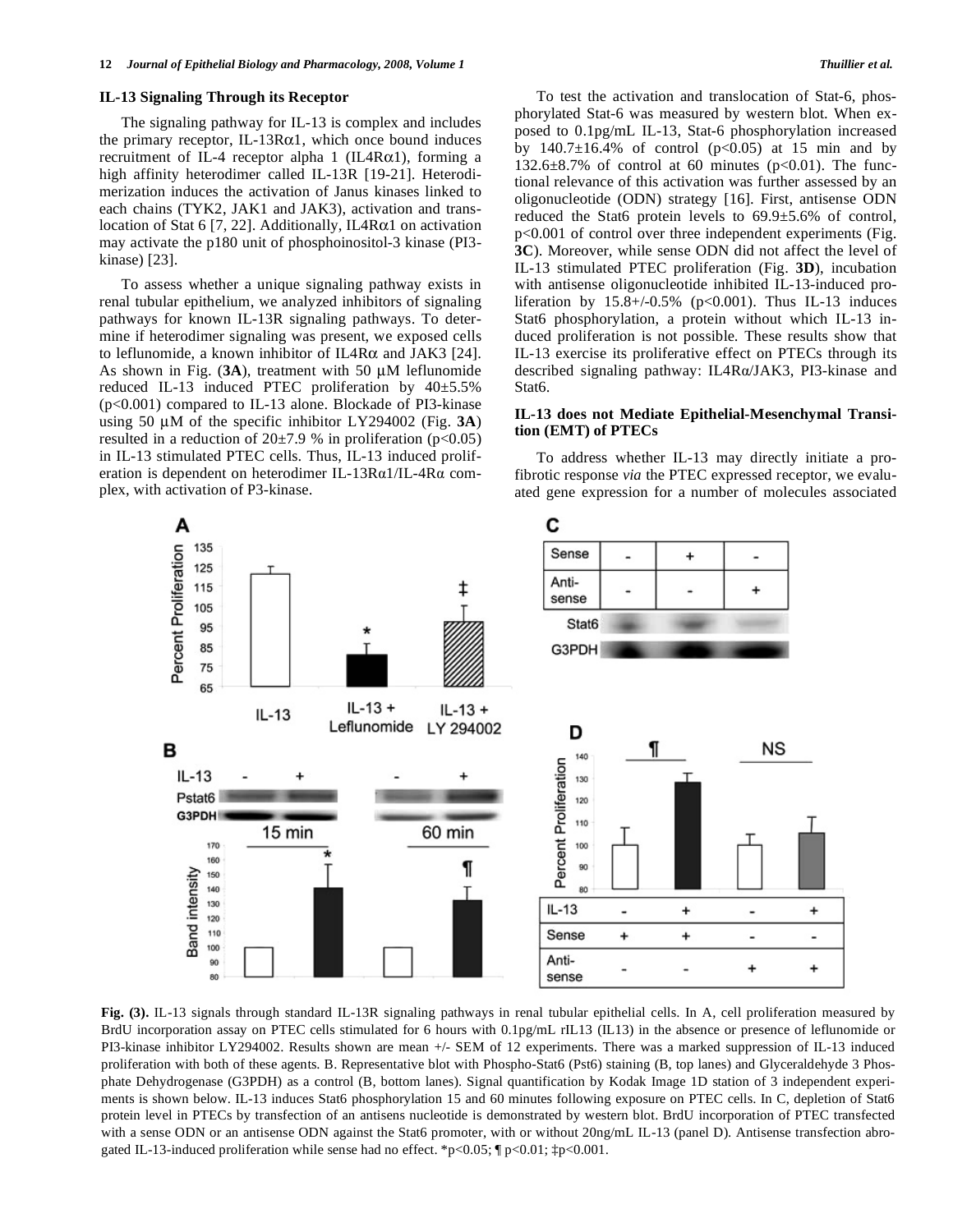### IL-13 Signaling Through its Receptor

The signaling pathway for IL-13 is complex and includes the primary receptor, IL-13Rα1, which once bound induces recruitment of IL-4 receptor alpha 1 (IL4Rα1), forming a high affinity heterodimer called IL-13R [19-21]. Heterodimerization induces the activation of Janus kinases linked to each chains (TYK2, JAK1 and JAK3), activation and translocation of Stat 6 [7, 22]. Additionally, IL4Rα1 on activation may activate the p180 unit of phosphoinositol-3 kinase (PI3-kinase) [23].

To assess whether a unique signaling pathway exists in renal tubular epithelium, we analyzed inhibitors of signaling pathways for known IL-13R signaling pathways. To determine if heterodimer signaling was present, we exposed cells to leflunomide, a known inhibitor of IL4Rα and JAK3 [24]. As shown in Fig. (**3A**), treatment with 50 μM leflunomide reduced IL-13 induced PTEC proliferation by 40±5.5% ($p<0.001$) compared to IL-13 alone. Blockade of PI3-kinase using 50 μM of the specific inhibitor LY294002 (Fig. **3A**) resulted in a reduction of 20±7.9 % in proliferation ($p<0.05$) in IL-13 stimulated PTEC cells. Thus, IL-13 induced proliferation is dependent on heterodimer IL-13Rα1/IL-4Rα complex, with activation of P3-kinase.

To test the activation and translocation of Stat-6, phosphorylated Stat-6 was measured by western blot. When exposed to 0.1pg/mL IL-13, Stat-6 phosphorylation increased by 140.7±16.4% of control ($p<0.05$) at 15 min and by 132.6±8.7% of control at 60 minutes ($p<0.01$). The functional relevance of this activation was further assessed by an oligonucleotide (ODN) strategy [16]. First, antisense ODN reduced the Stat6 protein levels to 69.9±5.6% of control, $p<0.001$ of control over three independent experiments (Fig. **3C**). Moreover, while sense ODN did not affect the level of IL-13 stimulated PTEC proliferation (Fig. **3D**), incubation with antisense oligonucleotide inhibited IL-13-induced proliferation by 15.8+/-0.5% ($p<0.001$). Thus IL-13 induces Stat6 phosphorylation, a protein without which IL-13 induced proliferation is not possible. These results show that IL-13 exercise its proliferative effect on PTECs through its described signaling pathway: IL4Rα/JAK3, PI3-kinase and Stat6.

### IL-13 does not Mediate Epithelial-Mesenchymal Transition (EMT) of PTECs

To address whether IL-13 may directly initiate a pro-fibrotic response *via* the PTEC expressed receptor, we evaluated gene expression for a number of molecules associated

**Fig. (3).** IL-13 signals through standard IL-13R signaling pathways in renal tubular epithelial cells. In A, cell proliferation measured by BrdU incorporation assay on PTEC cells stimulated for 6 hours with 0.1pg/mL rIL13 (IL13) in the absence or presence of leflunomide or PI3-kinase inhibitor LY294002. Results shown are mean +/- SEM of 12 experiments. There was a marked suppression of IL-13 induced proliferation with both of these agents. B. Representative blot with Phospho-Stat6 (Pst6) staining (B, top lanes) and Glyceraldehyde 3 Phosphate Dehydrogenase (G3PDH) as a control (B, bottom lanes). Signal quantification by Kodak Image 1D station of 3 independent experiments is shown below. IL-13 induces Stat6 phosphorylation 15 and 60 minutes following exposure on PTEC cells. In C, depletion of Stat6 protein level in PTECs by transfection of an antisens nucleotide is demonstrated by western blot. BrdU incorporation of PTEC transfected with a sense ODN or an antisense ODN against the Stat6 promoter, with or without 20ng/mL IL-13 (panel D). Antisense transfection abrogated IL-13-induced proliferation while sense had no effect. *$p<0.05$; ¶ $p<0.01$; ‡$p<0.001$.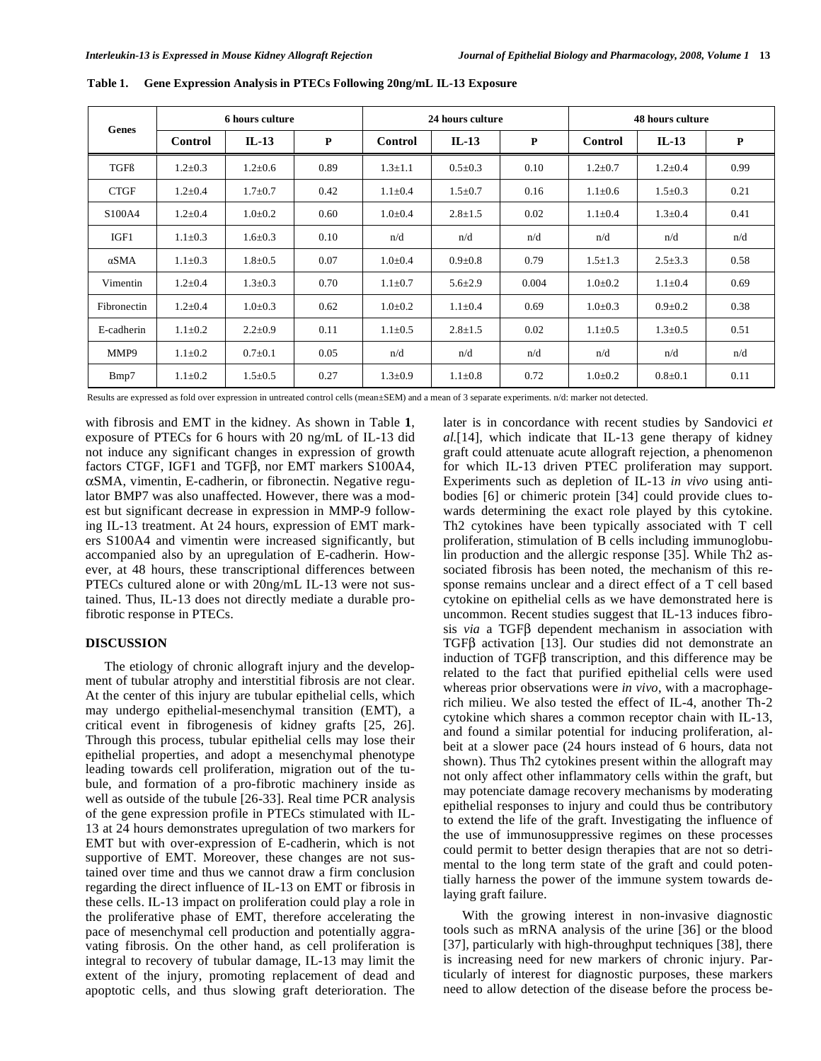**Table 1. Gene Expression Analysis in PTECs Following 20ng/mL IL-13 Exposure**

| Genes | 6 hours culture | | | 24 hours culture | | | 48 hours culture | | |
|---|---|---|---|---|---|---|---|---|---|
| | Control | IL-13 | P | Control | IL-13 | P | Control | IL-13 | P |
| TGFß | 1.2±0.3 | 1.2±0.6 | 0.89 | 1.3±1.1 | 0.5±0.3 | 0.10 | 1.2±0.7 | 1.2±0.4 | 0.99 |
| CTGF | 1.2±0.4 | 1.7±0.7 | 0.42 | 1.1±0.4 | 1.5±0.7 | 0.16 | 1.1±0.6 | 1.5±0.3 | 0.21 |
| S100A4 | 1.2±0.4 | 1.0±0.2 | 0.60 | 1.0±0.4 | 2.8±1.5 | 0.02 | 1.1±0.4 | 1.3±0.4 | 0.41 |
| IGF1 | 1.1±0.3 | 1.6±0.3 | 0.10 | n/d | n/d | n/d | n/d | n/d | n/d |
| αSMA | 1.1±0.3 | 1.8±0.5 | 0.07 | 1.0±0.4 | 0.9±0.8 | 0.79 | 1.5±1.3 | 2.5±3.3 | 0.58 |
| Vimentin | 1.2±0.4 | 1.3±0.3 | 0.70 | 1.1±0.7 | 5.6±2.9 | 0.004 | 1.0±0.2 | 1.1±0.4 | 0.69 |
| Fibronectin | 1.2±0.4 | 1.0±0.3 | 0.62 | 1.0±0.2 | 1.1±0.4 | 0.69 | 1.0±0.3 | 0.9±0.2 | 0.38 |
| E-cadherin | 1.1±0.2 | 2.2±0.9 | 0.11 | 1.1±0.5 | 2.8±1.5 | 0.02 | 1.1±0.5 | 1.3±0.5 | 0.51 |
| MMP9 | 1.1±0.2 | 0.7±0.1 | 0.05 | n/d | n/d | n/d | n/d | n/d | n/d |
| Bmp7 | 1.1±0.2 | 1.5±0.5 | 0.27 | 1.3±0.9 | 1.1±0.8 | 0.72 | 1.0±0.2 | 0.8±0.1 | 0.11 |

Results are expressed as fold over expression in untreated control cells (mean±SEM) and a mean of 3 separate experiments. n/d: marker not detected.

with fibrosis and EMT in the kidney. As shown in Table **1**, exposure of PTECs for 6 hours with 20 ng/mL of IL-13 did not induce any significant changes in expression of growth factors CTGF, IGF1 and TGFβ, nor EMT markers S100A4, αSMA, vimentin, E-cadherin, or fibronectin. Negative regulator BMP7 was also unaffected. However, there was a modest but significant decrease in expression in MMP-9 following IL-13 treatment. At 24 hours, expression of EMT markers S100A4 and vimentin were increased significantly, but accompanied also by an upregulation of E-cadherin. However, at 48 hours, these transcriptional differences between PTECs cultured alone or with 20ng/mL IL-13 were not sustained. Thus, IL-13 does not directly mediate a durable pro-fibrotic response in PTECs.

## DISCUSSION

The etiology of chronic allograft injury and the development of tubular atrophy and interstitial fibrosis are not clear. At the center of this injury are tubular epithelial cells, which may undergo epithelial-mesenchymal transition (EMT), a critical event in fibrogenesis of kidney grafts [25, 26]. Through this process, tubular epithelial cells may lose their epithelial properties, and adopt a mesenchymal phenotype leading towards cell proliferation, migration out of the tubule, and formation of a pro-fibrotic machinery inside as well as outside of the tubule [26-33]. Real time PCR analysis of the gene expression profile in PTECs stimulated with IL-13 at 24 hours demonstrates upregulation of two markers for EMT but with over-expression of E-cadherin, which is not supportive of EMT. Moreover, these changes are not sustained over time and thus we cannot draw a firm conclusion regarding the direct influence of IL-13 on EMT or fibrosis in these cells. IL-13 impact on proliferation could play a role in the proliferative phase of EMT, therefore accelerating the pace of mesenchymal cell production and potentially aggravating fibrosis. On the other hand, as cell proliferation is integral to recovery of tubular damage, IL-13 may limit the extent of the injury, promoting replacement of dead and apoptotic cells, and thus slowing graft deterioration. The later is in concordance with recent studies by Sandovici *et al.*[14], which indicate that IL-13 gene therapy of kidney graft could attenuate acute allograft rejection, a phenomenon for which IL-13 driven PTEC proliferation may support. Experiments such as depletion of IL-13 *in vivo* using antibodies [6] or chimeric protein [34] could provide clues towards determining the exact role played by this cytokine. Th2 cytokines have been typically associated with T cell proliferation, stimulation of B cells including immunoglobulin production and the allergic response [35]. While Th2 associated fibrosis has been noted, the mechanism of this response remains unclear and a direct effect of a T cell based cytokine on epithelial cells as we have demonstrated here is uncommon. Recent studies suggest that IL-13 induces fibrosis *via* a TGFβ dependent mechanism in association with TGFβ activation [13]. Our studies did not demonstrate an induction of TGFβ transcription, and this difference may be related to the fact that purified epithelial cells were used whereas prior observations were *in vivo*, with a macrophage-rich milieu. We also tested the effect of IL-4, another Th-2 cytokine which shares a common receptor chain with IL-13, and found a similar potential for inducing proliferation, albeit at a slower pace (24 hours instead of 6 hours, data not shown). Thus Th2 cytokines present within the allograft may not only affect other inflammatory cells within the graft, but may potenciate damage recovery mechanisms by moderating epithelial responses to injury and could thus be contributory to extend the life of the graft. Investigating the influence of the use of immunosuppressive regimes on these processes could permit to better design therapies that are not so detrimental to the long term state of the graft and could potentially harness the power of the immune system towards delaying graft failure.

With the growing interest in non-invasive diagnostic tools such as mRNA analysis of the urine [36] or the blood [37], particularly with high-throughput techniques [38], there is increasing need for new markers of chronic injury. Particularly of interest for diagnostic purposes, these markers need to allow detection of the disease before the process be-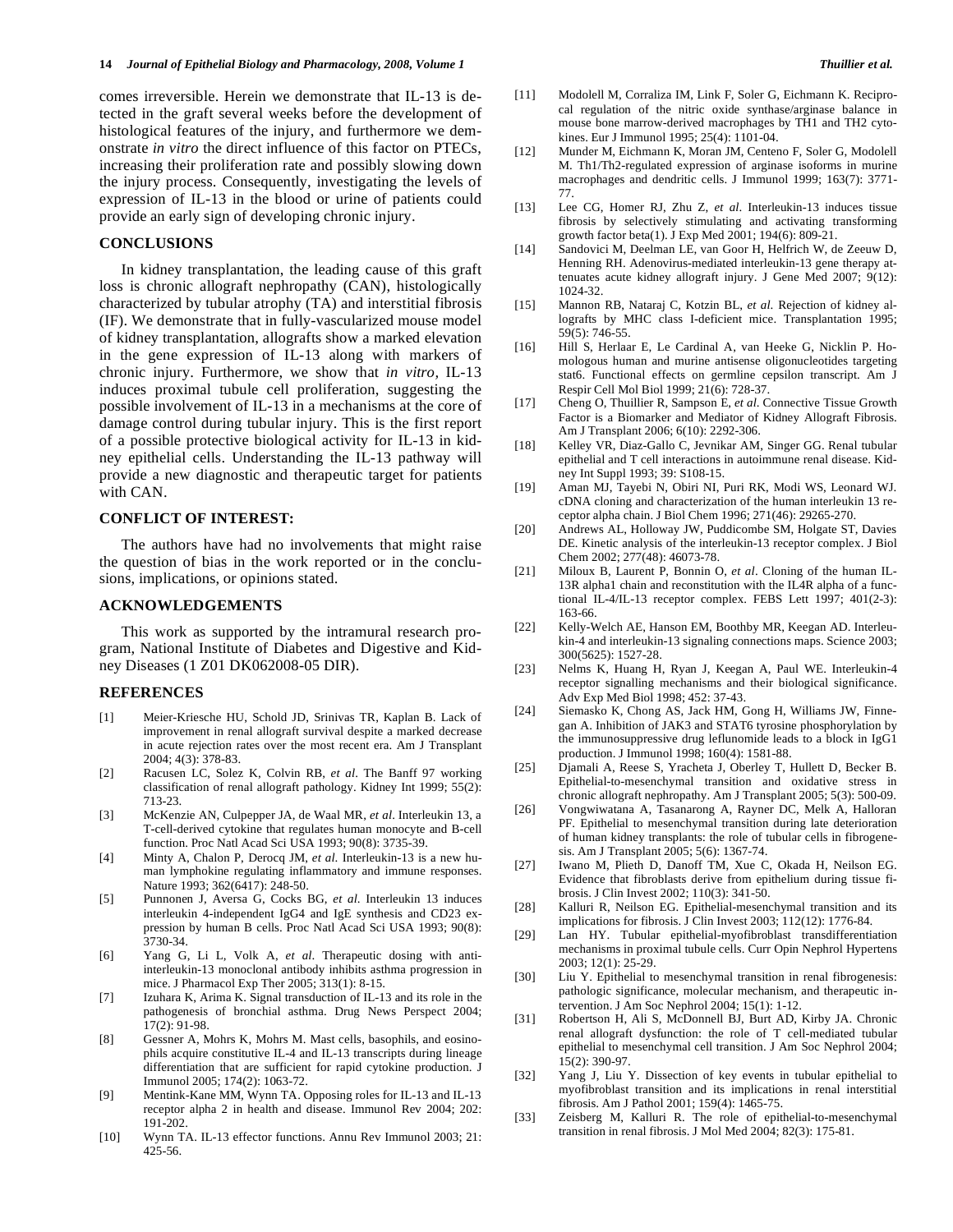comes irreversible. Herein we demonstrate that IL-13 is detected in the graft several weeks before the development of histological features of the injury, and furthermore we demonstrate *in vitro* the direct influence of this factor on PTECs, increasing their proliferation rate and possibly slowing down the injury process. Consequently, investigating the levels of expression of IL-13 in the blood or urine of patients could provide an early sign of developing chronic injury.

## CONCLUSIONS

In kidney transplantation, the leading cause of this graft loss is chronic allograft nephropathy (CAN), histologically characterized by tubular atrophy (TA) and interstitial fibrosis (IF). We demonstrate that in fully-vascularized mouse model of kidney transplantation, allografts show a marked elevation in the gene expression of IL-13 along with markers of chronic injury. Furthermore, we show that *in vitro*, IL-13 induces proximal tubule cell proliferation, suggesting the possible involvement of IL-13 in a mechanisms at the core of damage control during tubular injury. This is the first report of a possible protective biological activity for IL-13 in kidney epithelial cells. Understanding the IL-13 pathway will provide a new diagnostic and therapeutic target for patients with CAN.

## CONFLICT OF INTEREST:

The authors have had no involvements that might raise the question of bias in the work reported or in the conclusions, implications, or opinions stated.

## ACKNOWLEDGEMENTS

This work as supported by the intramural research program, National Institute of Diabetes and Digestive and Kidney Diseases (1 Z01 DK062008-05 DIR).

## REFERENCES

[1] Meier-Kriesche HU, Schold JD, Srinivas TR, Kaplan B. Lack of improvement in renal allograft survival despite a marked decrease in acute rejection rates over the most recent era. Am J Transplant 2004; 4(3): 378-83.

[2] Racusen LC, Solez K, Colvin RB, *et al*. The Banff 97 working classification of renal allograft pathology. Kidney Int 1999; 55(2): 713-23.

[3] McKenzie AN, Culpepper JA, de Waal MR, *et al*. Interleukin 13, a T-cell-derived cytokine that regulates human monocyte and B-cell function. Proc Natl Acad Sci USA 1993; 90(8): 3735-39.

[4] Minty A, Chalon P, Derocq JM, *et al*. Interleukin-13 is a new human lymphokine regulating inflammatory and immune responses. Nature 1993; 362(6417): 248-50.

[5] Punnonen J, Aversa G, Cocks BG, *et al*. Interleukin 13 induces interleukin 4-independent IgG4 and IgE synthesis and CD23 expression by human B cells. Proc Natl Acad Sci USA 1993; 90(8): 3730-34.

[6] Yang G, Li L, Volk A, *et al*. Therapeutic dosing with anti-interleukin-13 monoclonal antibody inhibits asthma progression in mice. J Pharmacol Exp Ther 2005; 313(1): 8-15.

[7] Izuhara K, Arima K. Signal transduction of IL-13 and its role in the pathogenesis of bronchial asthma. Drug News Perspect 2004; 17(2): 91-98.

[8] Gessner A, Mohrs K, Mohrs M. Mast cells, basophils, and eosinophils acquire constitutive IL-4 and IL-13 transcripts during lineage differentiation that are sufficient for rapid cytokine production. J Immunol 2005; 174(2): 1063-72.

[9] Mentink-Kane MM, Wynn TA. Opposing roles for IL-13 and IL-13 receptor alpha 2 in health and disease. Immunol Rev 2004; 202: 191-202.

[10] Wynn TA. IL-13 effector functions. Annu Rev Immunol 2003; 21: 425-56.

[11] Modolell M, Corraliza IM, Link F, Soler G, Eichmann K. Reciprocal regulation of the nitric oxide synthase/arginase balance in mouse bone marrow-derived macrophages by TH1 and TH2 cytokines. Eur J Immunol 1995; 25(4): 1101-04.

[12] Munder M, Eichmann K, Moran JM, Centeno F, Soler G, Modolell M. Th1/Th2-regulated expression of arginase isoforms in murine macrophages and dendritic cells. J Immunol 1999; 163(7): 3771-77.

[13] Lee CG, Homer RJ, Zhu Z, *et al*. Interleukin-13 induces tissue fibrosis by selectively stimulating and activating transforming growth factor beta(1). J Exp Med 2001; 194(6): 809-21.

[14] Sandovici M, Deelman LE, van Goor H, Helfrich W, de Zeeuw D, Henning RH. Adenovirus-mediated interleukin-13 gene therapy attenuates acute kidney allograft injury. J Gene Med 2007; 9(12): 1024-32.

[15] Mannon RB, Nataraj C, Kotzin BL, *et al*. Rejection of kidney allografts by MHC class I-deficient mice. Transplantation 1995; 59(5): 746-55.

[16] Hill S, Herlaar E, Le Cardinal A, van Heeke G, Nicklin P. Homologous human and murine antisense oligonucleotides targeting stat6. Functional effects on germline cepsilon transcript. Am J Respir Cell Mol Biol 1999; 21(6): 728-37.

[17] Cheng O, Thuillier R, Sampson E, *et al*. Connective Tissue Growth Factor is a Biomarker and Mediator of Kidney Allograft Fibrosis. Am J Transplant 2006; 6(10): 2292-306.

[18] Kelley VR, Diaz-Gallo C, Jevnikar AM, Singer GG. Renal tubular epithelial and T cell interactions in autoimmune renal disease. Kidney Int Suppl 1993; 39: S108-15.

[19] Aman MJ, Tayebi N, Obiri NI, Puri RK, Modi WS, Leonard WJ. cDNA cloning and characterization of the human interleukin 13 receptor alpha chain. J Biol Chem 1996; 271(46): 29265-270.

[20] Andrews AL, Holloway JW, Puddicombe SM, Holgate ST, Davies DE. Kinetic analysis of the interleukin-13 receptor complex. J Biol Chem 2002; 277(48): 46073-78.

[21] Miloux B, Laurent P, Bonnin O, *et al*. Cloning of the human IL-13R alpha1 chain and reconstitution with the IL4R alpha of a functional IL-4/IL-13 receptor complex. FEBS Lett 1997; 401(2-3): 163-66.

[22] Kelly-Welch AE, Hanson EM, Boothby MR, Keegan AD. Interleukin-4 and interleukin-13 signaling connections maps. Science 2003; 300(5625): 1527-28.

[23] Nelms K, Huang H, Ryan J, Keegan A, Paul WE. Interleukin-4 receptor signalling mechanisms and their biological significance. Adv Exp Med Biol 1998; 452: 37-43.

[24] Siemasko K, Chong AS, Jack HM, Gong H, Williams JW, Finnegan A. Inhibition of JAK3 and STAT6 tyrosine phosphorylation by the immunosuppressive drug leflunomide leads to a block in IgG1 production. J Immunol 1998; 160(4): 1581-88.

[25] Djamali A, Reese S, Yracheta J, Oberley T, Hullett D, Becker B. Epithelial-to-mesenchymal transition and oxidative stress in chronic allograft nephropathy. Am J Transplant 2005; 5(3): 500-09.

[26] Vongwiwatana A, Tasanarong A, Rayner DC, Melk A, Halloran PF. Epithelial to mesenchymal transition during late deterioration of human kidney transplants: the role of tubular cells in fibrogenesis. Am J Transplant 2005; 5(6): 1367-74.

[27] Iwano M, Plieth D, Danoff TM, Xue C, Okada H, Neilson EG. Evidence that fibroblasts derive from epithelium during tissue fibrosis. J Clin Invest 2002; 110(3): 341-50.

[28] Kalluri R, Neilson EG. Epithelial-mesenchymal transition and its implications for fibrosis. J Clin Invest 2003; 112(12): 1776-84.

[29] Lan HY. Tubular epithelial-myofibroblast transdifferentiation mechanisms in proximal tubule cells. Curr Opin Nephrol Hypertens 2003; 12(1): 25-29.

[30] Liu Y. Epithelial to mesenchymal transition in renal fibrogenesis: pathologic significance, molecular mechanism, and therapeutic intervention. J Am Soc Nephrol 2004; 15(1): 1-12.

[31] Robertson H, Ali S, McDonnell BJ, Burt AD, Kirby JA. Chronic renal allograft dysfunction: the role of T cell-mediated tubular epithelial to mesenchymal cell transition. J Am Soc Nephrol 2004; 15(2): 390-97.

[32] Yang J, Liu Y. Dissection of key events in tubular epithelial to myofibroblast transition and its implications in renal interstitial fibrosis. Am J Pathol 2001; 159(4): 1465-75.

[33] Zeisberg M, Kalluri R. The role of epithelial-to-mesenchymal transition in renal fibrosis. J Mol Med 2004; 82(3): 175-81.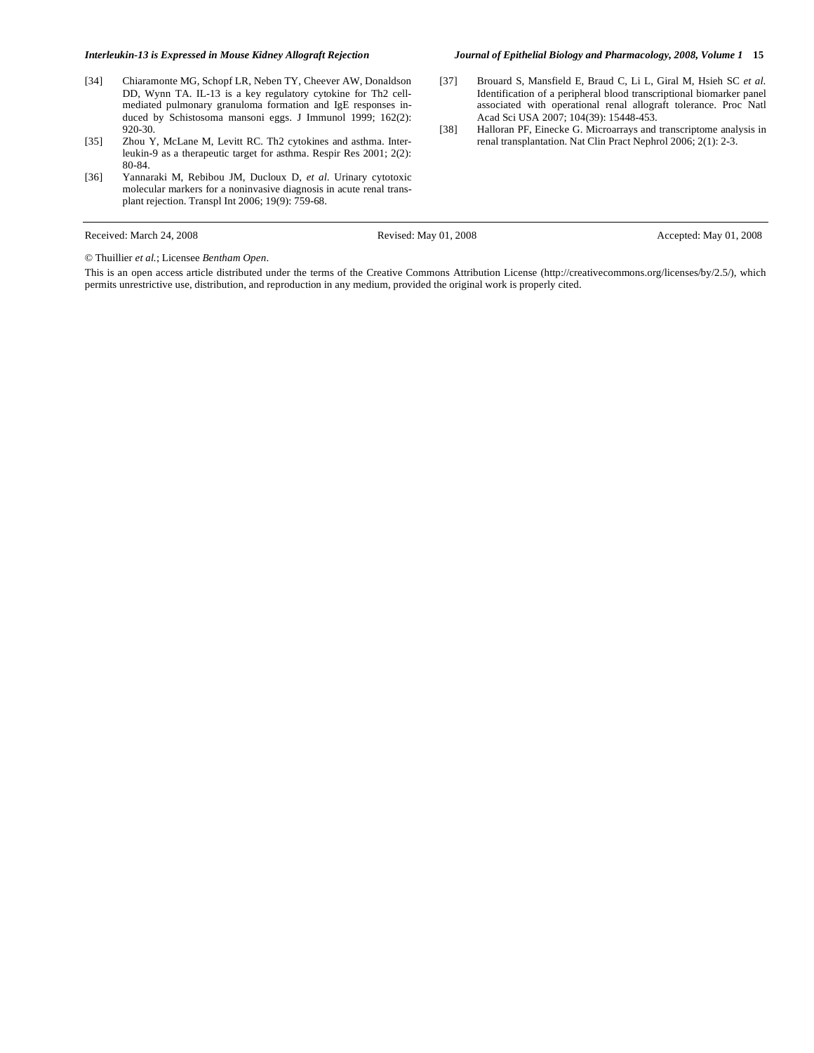[34] Chiaramonte MG, Schopf LR, Neben TY, Cheever AW, Donaldson DD, Wynn TA. IL-13 is a key regulatory cytokine for Th2 cell-mediated pulmonary granuloma formation and IgE responses induced by Schistosoma mansoni eggs. J Immunol 1999; 162(2): 920-30.

[35] Zhou Y, McLane M, Levitt RC. Th2 cytokines and asthma. Interleukin-9 as a therapeutic target for asthma. Respir Res 2001; 2(2): 80-84.

[36] Yannaraki M, Rebibou JM, Ducloux D, *et al.* Urinary cytotoxic molecular markers for a noninvasive diagnosis in acute renal transplant rejection. Transpl Int 2006; 19(9): 759-68.

[37] Brouard S, Mansfield E, Braud C, Li L, Giral M, Hsieh SC *et al.* Identification of a peripheral blood transcriptional biomarker panel associated with operational renal allograft tolerance. Proc Natl Acad Sci USA 2007; 104(39): 15448-453.

[38] Halloran PF, Einecke G. Microarrays and transcriptome analysis in renal transplantation. Nat Clin Pract Nephrol 2006; 2(1): 2-3.

Received: March 24, 2008 Revised: May 01, 2008 Accepted: May 01, 2008

© Thuillier *et al.*; Licensee *Bentham Open*.

This is an open access article distributed under the terms of the Creative Commons Attribution License (http://creativecommons.org/licenses/by/2.5/), which permits unrestrictive use, distribution, and reproduction in any medium, provided the original work is properly cited.